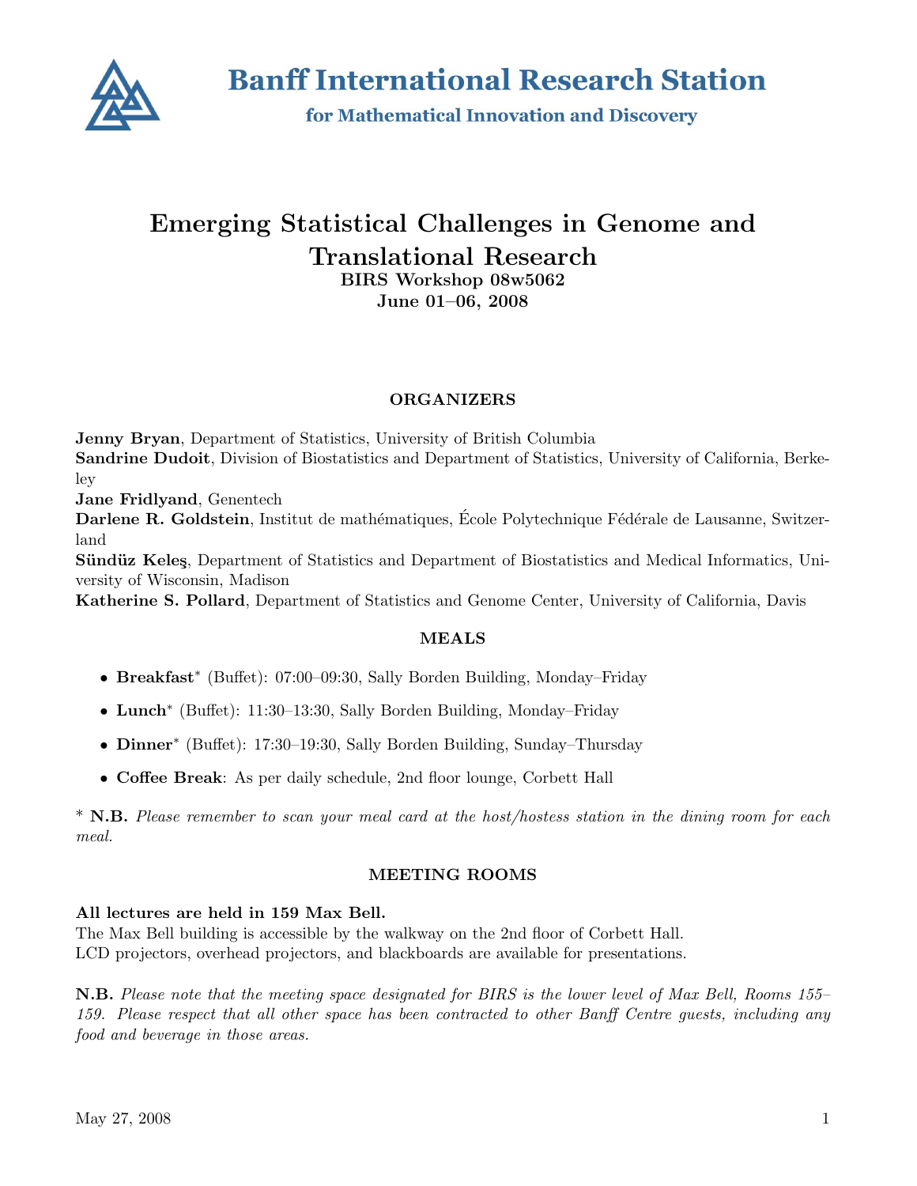# Banff International Research Station

## for Mathematical Innovation and Discovery

# Emerging Statistical Challenges in Genome and Translational Research

**BIRS Workshop 08w5062**
**June 01–06, 2008**

### ORGANIZERS

**Jenny Bryan**, Department of Statistics, University of British Columbia
**Sandrine Dudoit**, Division of Biostatistics and Department of Statistics, University of California, Berkeley
**Jane Fridlyand**, Genentech
**Darlene R. Goldstein**, Institut de mathématiques, École Polytechnique Fédérale de Lausanne, Switzerland
**Sündüz Keleş**, Department of Statistics and Department of Biostatistics and Medical Informatics, University of Wisconsin, Madison
**Katherine S. Pollard**, Department of Statistics and Genome Center, University of California, Davis

### MEALS

- **Breakfast*** (Buffet): 07:00–09:30, Sally Borden Building, Monday–Friday
- **Lunch*** (Buffet): 11:30–13:30, Sally Borden Building, Monday–Friday
- **Dinner*** (Buffet): 17:30–19:30, Sally Borden Building, Sunday–Thursday
- **Coffee Break**: As per daily schedule, 2nd floor lounge, Corbett Hall

\* **N.B.** *Please remember to scan your meal card at the host/hostess station in the dining room for each meal.*

### MEETING ROOMS

**All lectures are held in 159 Max Bell.**
The Max Bell building is accessible by the walkway on the 2nd floor of Corbett Hall.
LCD projectors, overhead projectors, and blackboards are available for presentations.

**N.B.** *Please note that the meeting space designated for BIRS is the lower level of Max Bell, Rooms 155–159. Please respect that all other space has been contracted to other Banff Centre guests, including any food and beverage in those areas.*

May 27, 2008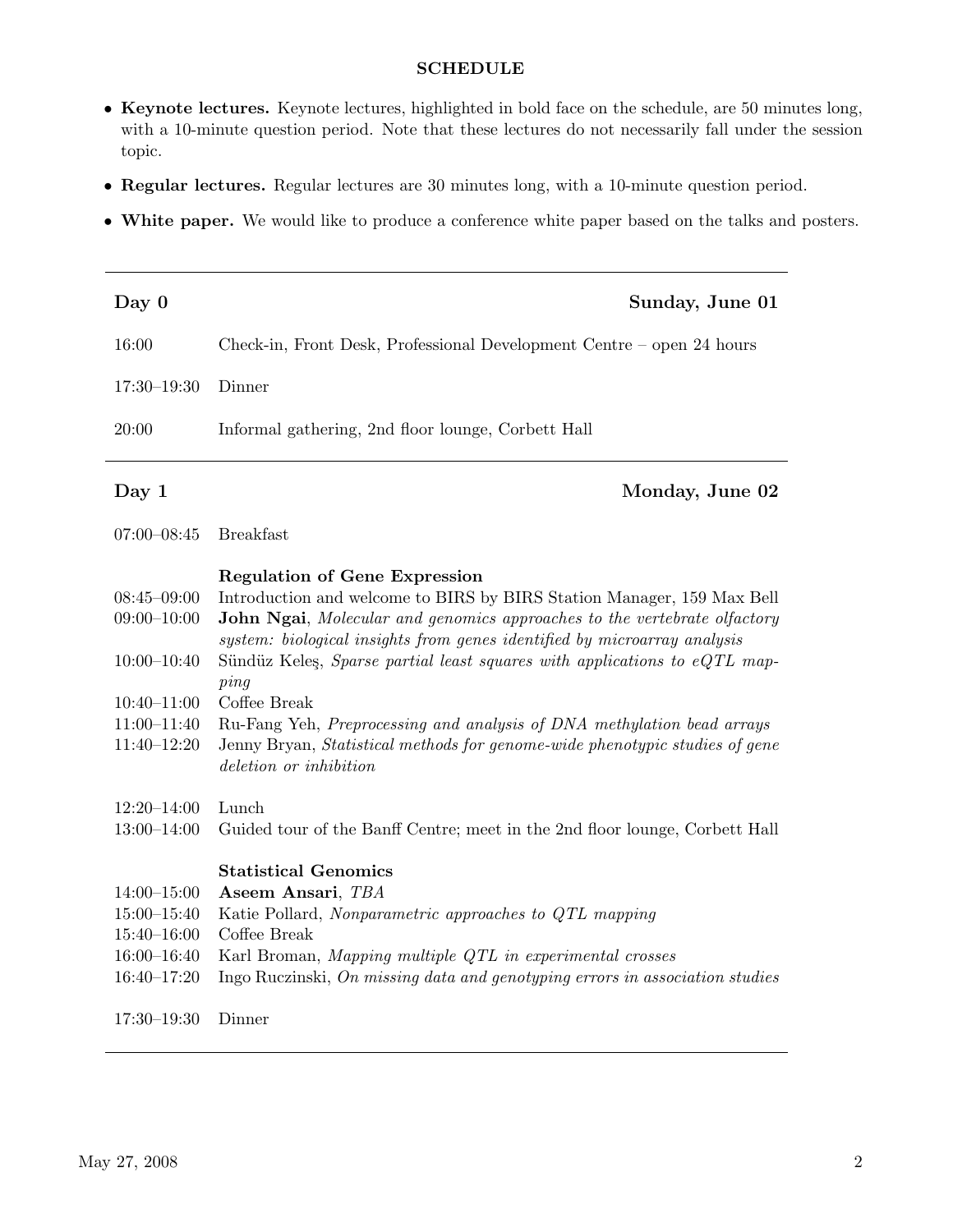## SCHEDULE

- **Keynote lectures.** Keynote lectures, highlighted in bold face on the schedule, are 50 minutes long, with a 10-minute question period. Note that these lectures do not necessarily fall under the session topic.
- **Regular lectures.** Regular lectures are 30 minutes long, with a 10-minute question period.
- **White paper.** We would like to produce a conference white paper based on the talks and posters.

---

### Day 0 — Sunday, June 01

16:00 — Check-in, Front Desk, Professional Development Centre – open 24 hours

17:30–19:30 — Dinner

20:00 — Informal gathering, 2nd floor lounge, Corbett Hall

---

### Day 1 — Monday, June 02

07:00–08:45 — Breakfast

**Regulation of Gene Expression**

08:45–09:00 — Introduction and welcome to BIRS by BIRS Station Manager, 159 Max Bell
09:00–10:00 — **John Ngai**, *Molecular and genomics approaches to the vertebrate olfactory system: biological insights from genes identified by microarray analysis*
10:00–10:40 — Sündüz Keleş, *Sparse partial least squares with applications to eQTL mapping*
10:40–11:00 — Coffee Break
11:00–11:40 — Ru-Fang Yeh, *Preprocessing and analysis of DNA methylation bead arrays*
11:40–12:20 — Jenny Bryan, *Statistical methods for genome-wide phenotypic studies of gene deletion or inhibition*

12:20–14:00 — Lunch
13:00–14:00 — Guided tour of the Banff Centre; meet in the 2nd floor lounge, Corbett Hall

**Statistical Genomics**

14:00–15:00 — **Aseem Ansari**, *TBA*
15:00–15:40 — Katie Pollard, *Nonparametric approaches to QTL mapping*
15:40–16:00 — Coffee Break
16:00–16:40 — Karl Broman, *Mapping multiple QTL in experimental crosses*
16:40–17:20 — Ingo Ruczinski, *On missing data and genotyping errors in association studies*

17:30–19:30 — Dinner

---

May 27, 2008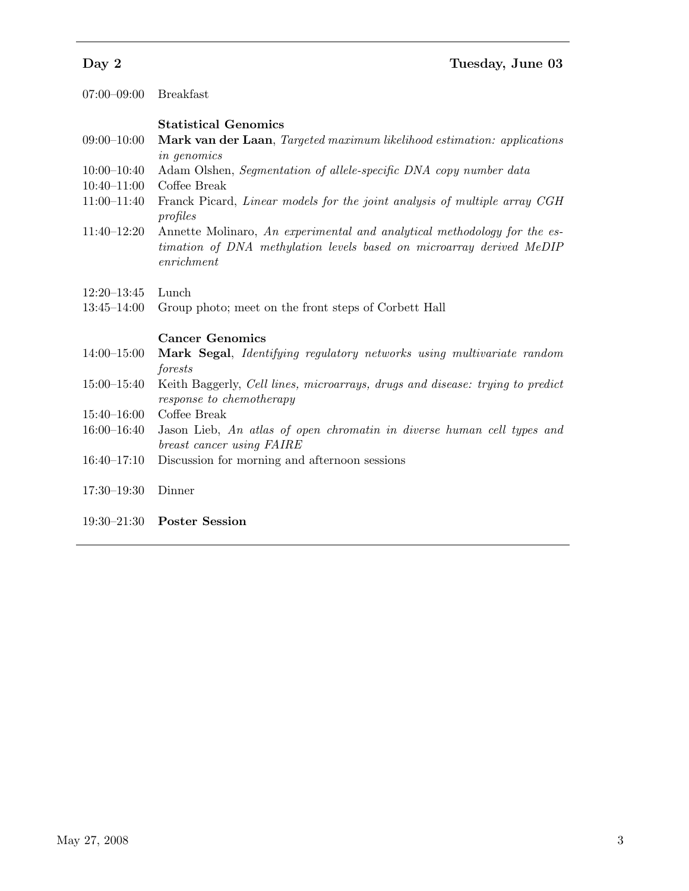## Day 2 — Tuesday, June 03

| | |
|---|---|
| 07:00–09:00 | Breakfast |
| | **Statistical Genomics** |
| 09:00–10:00 | **Mark van der Laan**, *Targeted maximum likelihood estimation: applications in genomics* |
| 10:00–10:40 | Adam Olshen, *Segmentation of allele-specific DNA copy number data* |
| 10:40–11:00 | Coffee Break |
| 11:00–11:40 | Franck Picard, *Linear models for the joint analysis of multiple array CGH profiles* |
| 11:40–12:20 | Annette Molinaro, *An experimental and analytical methodology for the estimation of DNA methylation levels based on microarray derived MeDIP enrichment* |
| 12:20–13:45 | Lunch |
| 13:45–14:00 | Group photo; meet on the front steps of Corbett Hall |
| | **Cancer Genomics** |
| 14:00–15:00 | **Mark Segal**, *Identifying regulatory networks using multivariate random forests* |
| 15:00–15:40 | Keith Baggerly, *Cell lines, microarrays, drugs and disease: trying to predict response to chemotherapy* |
| 15:40–16:00 | Coffee Break |
| 16:00–16:40 | Jason Lieb, *An atlas of open chromatin in diverse human cell types and breast cancer using FAIRE* |
| 16:40–17:10 | Discussion for morning and afternoon sessions |
| 17:30–19:30 | Dinner |
| 19:30–21:30 | **Poster Session** |

May 27, 2008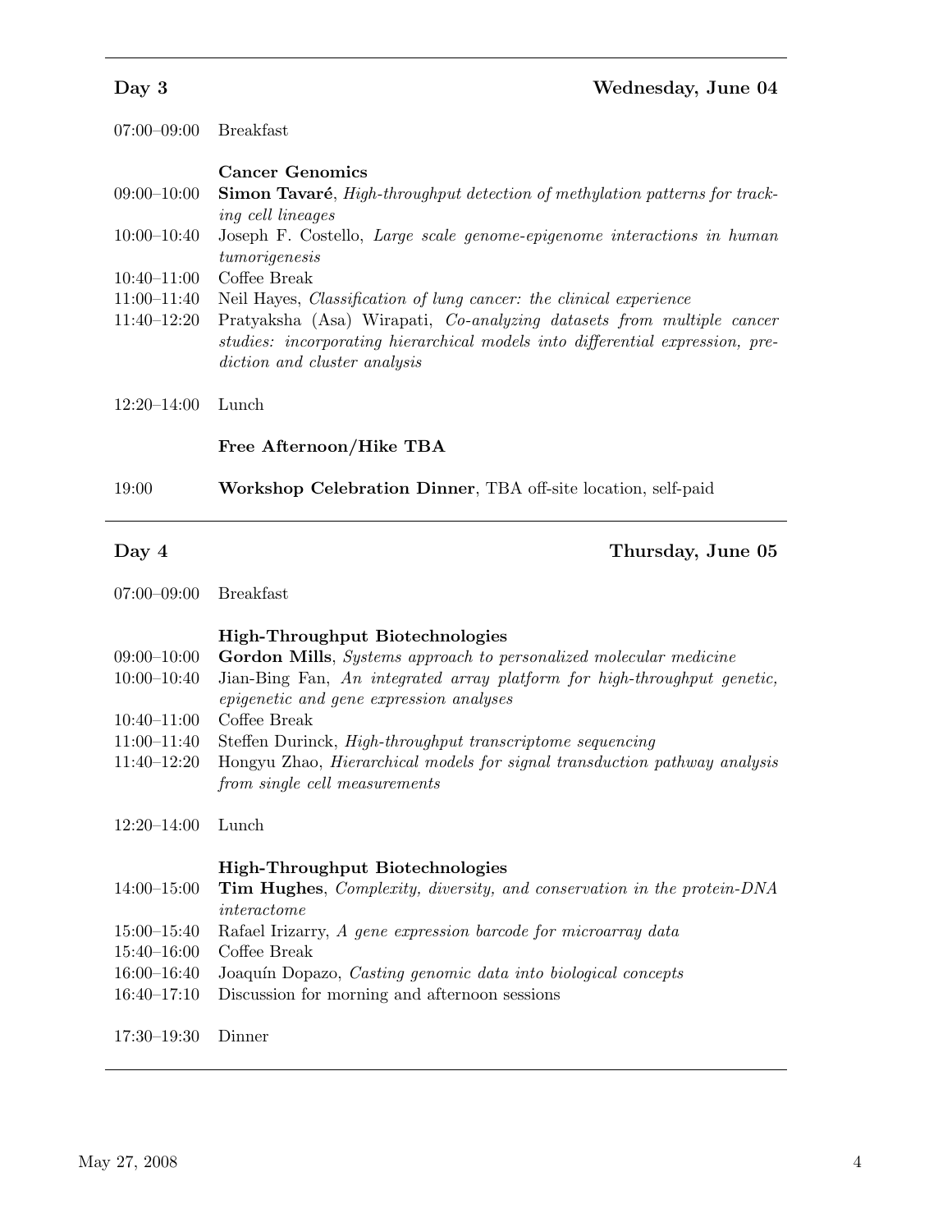## Day 3 — Wednesday, June 04

| | |
|---|---|
| 07:00–09:00 | Breakfast |
| | **Cancer Genomics** |
| 09:00–10:00 | **Simon Tavaré**, *High-throughput detection of methylation patterns for tracking cell lineages* |
| 10:00–10:40 | Joseph F. Costello, *Large scale genome-epigenome interactions in human tumorigenesis* |
| 10:40–11:00 | Coffee Break |
| 11:00–11:40 | Neil Hayes, *Classification of lung cancer: the clinical experience* |
| 11:40–12:20 | Pratyaksha (Asa) Wirapati, *Co-analyzing datasets from multiple cancer studies: incorporating hierarchical models into differential expression, prediction and cluster analysis* |
| 12:20–14:00 | Lunch |
| | **Free Afternoon/Hike TBA** |
| 19:00 | **Workshop Celebration Dinner**, TBA off-site location, self-paid |

## Day 4 — Thursday, June 05

| | |
|---|---|
| 07:00–09:00 | Breakfast |
| | **High-Throughput Biotechnologies** |
| 09:00–10:00 | **Gordon Mills**, *Systems approach to personalized molecular medicine* |
| 10:00–10:40 | Jian-Bing Fan, *An integrated array platform for high-throughput genetic, epigenetic and gene expression analyses* |
| 10:40–11:00 | Coffee Break |
| 11:00–11:40 | Steffen Durinck, *High-throughput transcriptome sequencing* |
| 11:40–12:20 | Hongyu Zhao, *Hierarchical models for signal transduction pathway analysis from single cell measurements* |
| 12:20–14:00 | Lunch |
| | **High-Throughput Biotechnologies** |
| 14:00–15:00 | **Tim Hughes**, *Complexity, diversity, and conservation in the protein-DNA interactome* |
| 15:00–15:40 | Rafael Irizarry, *A gene expression barcode for microarray data* |
| 15:40–16:00 | Coffee Break |
| 16:00–16:40 | Joaquín Dopazo, *Casting genomic data into biological concepts* |
| 16:40–17:10 | Discussion for morning and afternoon sessions |
| 17:30–19:30 | Dinner |

May 27, 2008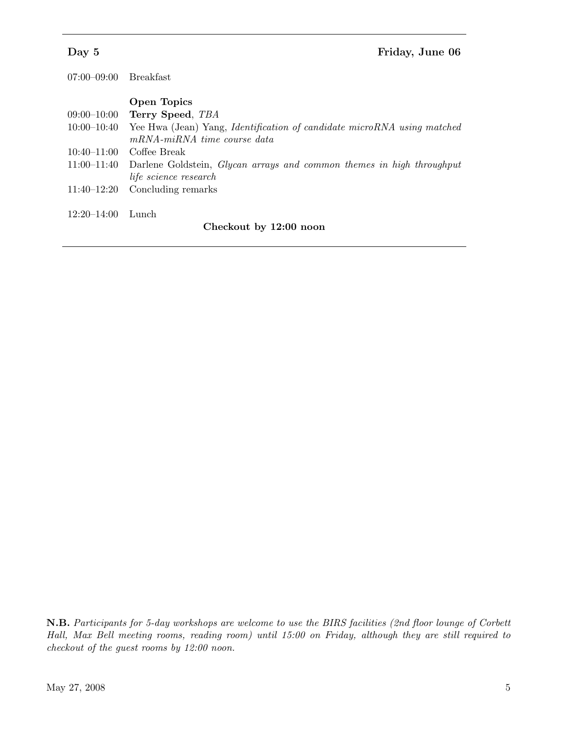**Day 5** **Friday, June 06**

| | |
|---|---|
| 07:00–09:00 | Breakfast |
| | **Open Topics** |
| 09:00–10:00 | **Terry Speed**, *TBA* |
| 10:00–10:40 | Yee Hwa (Jean) Yang, *Identification of candidate microRNA using matched mRNA-miRNA time course data* |
| 10:40–11:00 | Coffee Break |
| 11:00–11:40 | Darlene Goldstein, *Glycan arrays and common themes in high throughput life science research* |
| 11:40–12:20 | Concluding remarks |
| 12:20–14:00 | Lunch |

**Checkout by 12:00 noon**

**N.B.** *Participants for 5-day workshops are welcome to use the BIRS facilities (2nd floor lounge of Corbett Hall, Max Bell meeting rooms, reading room) until 15:00 on Friday, although they are still required to checkout of the guest rooms by 12:00 noon.*

May 27, 2008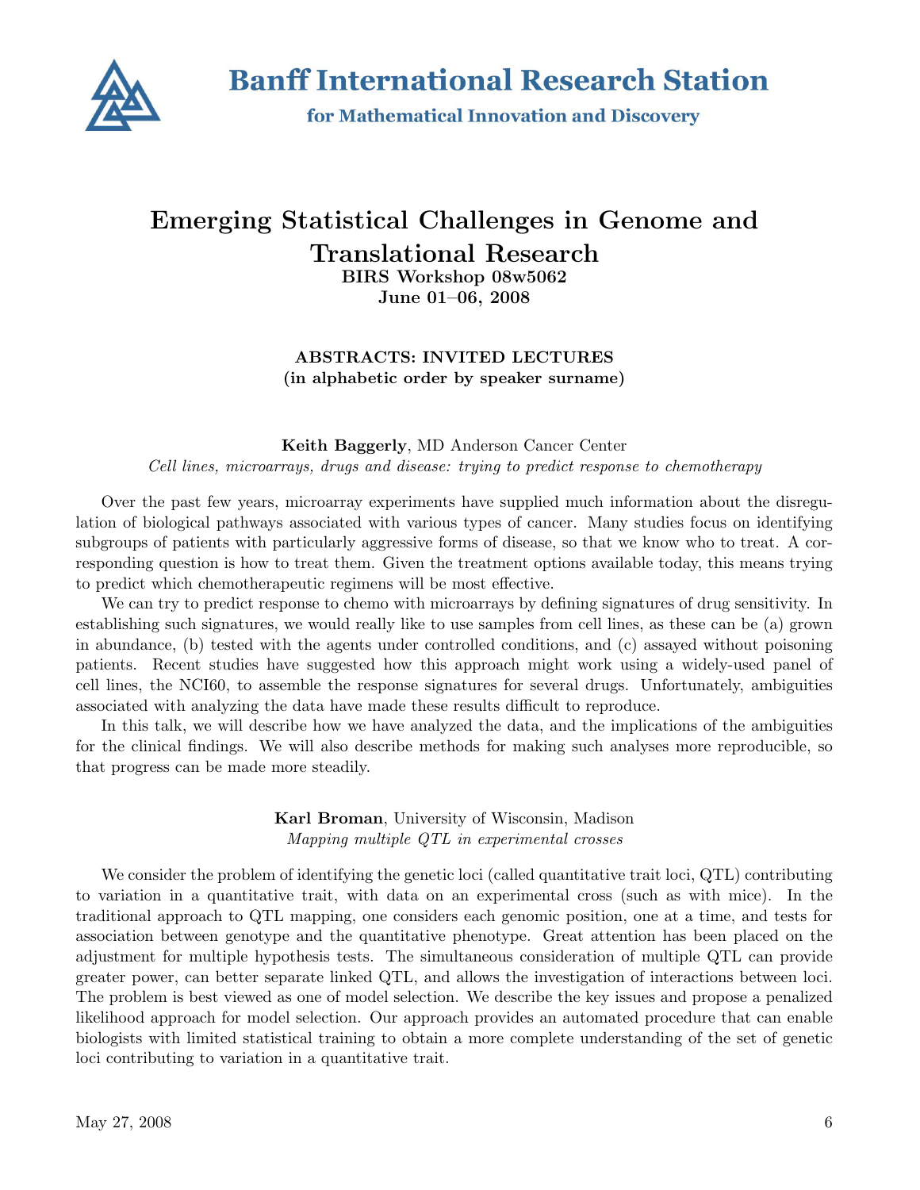# Banff International Research Station

**for Mathematical Innovation and Discovery**

# Emerging Statistical Challenges in Genome and Translational Research

**BIRS Workshop 08w5062**
**June 01–06, 2008**

## ABSTRACTS: INVITED LECTURES
**(in alphabetic order by speaker surname)**

**Keith Baggerly**, MD Anderson Cancer Center
*Cell lines, microarrays, drugs and disease: trying to predict response to chemotherapy*

Over the past few years, microarray experiments have supplied much information about the disregulation of biological pathways associated with various types of cancer. Many studies focus on identifying subgroups of patients with particularly aggressive forms of disease, so that we know who to treat. A corresponding question is how to treat them. Given the treatment options available today, this means trying to predict which chemotherapeutic regimens will be most effective.

We can try to predict response to chemo with microarrays by defining signatures of drug sensitivity. In establishing such signatures, we would really like to use samples from cell lines, as these can be (a) grown in abundance, (b) tested with the agents under controlled conditions, and (c) assayed without poisoning patients. Recent studies have suggested how this approach might work using a widely-used panel of cell lines, the NCI60, to assemble the response signatures for several drugs. Unfortunately, ambiguities associated with analyzing the data have made these results difficult to reproduce.

In this talk, we will describe how we have analyzed the data, and the implications of the ambiguities for the clinical findings. We will also describe methods for making such analyses more reproducible, so that progress can be made more steadily.

**Karl Broman**, University of Wisconsin, Madison
*Mapping multiple QTL in experimental crosses*

We consider the problem of identifying the genetic loci (called quantitative trait loci, QTL) contributing to variation in a quantitative trait, with data on an experimental cross (such as with mice). In the traditional approach to QTL mapping, one considers each genomic position, one at a time, and tests for association between genotype and the quantitative phenotype. Great attention has been placed on the adjustment for multiple hypothesis tests. The simultaneous consideration of multiple QTL can provide greater power, can better separate linked QTL, and allows the investigation of interactions between loci. The problem is best viewed as one of model selection. We describe the key issues and propose a penalized likelihood approach for model selection. Our approach provides an automated procedure that can enable biologists with limited statistical training to obtain a more complete understanding of the set of genetic loci contributing to variation in a quantitative trait.

May 27, 2008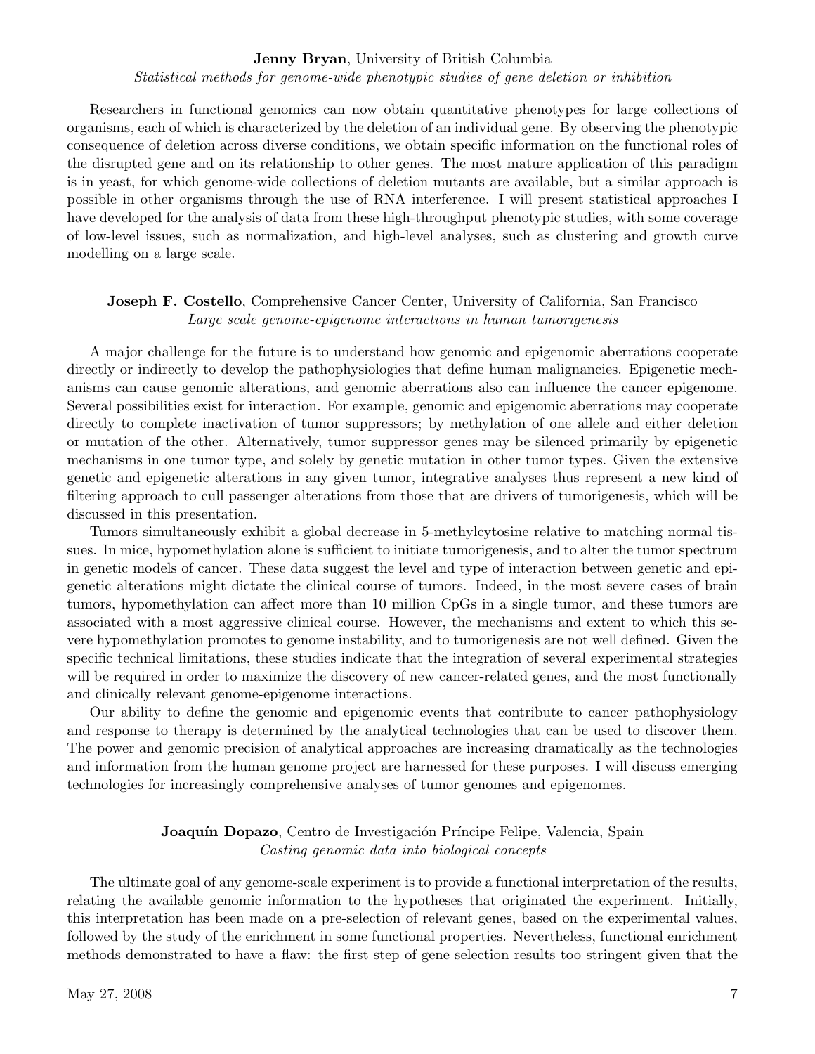**Jenny Bryan**, University of British Columbia
*Statistical methods for genome-wide phenotypic studies of gene deletion or inhibition*

Researchers in functional genomics can now obtain quantitative phenotypes for large collections of organisms, each of which is characterized by the deletion of an individual gene. By observing the phenotypic consequence of deletion across diverse conditions, we obtain specific information on the functional roles of the disrupted gene and on its relationship to other genes. The most mature application of this paradigm is in yeast, for which genome-wide collections of deletion mutants are available, but a similar approach is possible in other organisms through the use of RNA interference. I will present statistical approaches I have developed for the analysis of data from these high-throughput phenotypic studies, with some coverage of low-level issues, such as normalization, and high-level analyses, such as clustering and growth curve modelling on a large scale.

**Joseph F. Costello**, Comprehensive Cancer Center, University of California, San Francisco
*Large scale genome-epigenome interactions in human tumorigenesis*

A major challenge for the future is to understand how genomic and epigenomic aberrations cooperate directly or indirectly to develop the pathophysiologies that define human malignancies. Epigenetic mechanisms can cause genomic alterations, and genomic aberrations also can influence the cancer epigenome. Several possibilities exist for interaction. For example, genomic and epigenomic aberrations may cooperate directly to complete inactivation of tumor suppressors; by methylation of one allele and either deletion or mutation of the other. Alternatively, tumor suppressor genes may be silenced primarily by epigenetic mechanisms in one tumor type, and solely by genetic mutation in other tumor types. Given the extensive genetic and epigenetic alterations in any given tumor, integrative analyses thus represent a new kind of filtering approach to cull passenger alterations from those that are drivers of tumorigenesis, which will be discussed in this presentation.

Tumors simultaneously exhibit a global decrease in 5-methylcytosine relative to matching normal tissues. In mice, hypomethylation alone is sufficient to initiate tumorigenesis, and to alter the tumor spectrum in genetic models of cancer. These data suggest the level and type of interaction between genetic and epigenetic alterations might dictate the clinical course of tumors. Indeed, in the most severe cases of brain tumors, hypomethylation can affect more than 10 million CpGs in a single tumor, and these tumors are associated with a most aggressive clinical course. However, the mechanisms and extent to which this severe hypomethylation promotes to genome instability, and to tumorigenesis are not well defined. Given the specific technical limitations, these studies indicate that the integration of several experimental strategies will be required in order to maximize the discovery of new cancer-related genes, and the most functionally and clinically relevant genome-epigenome interactions.

Our ability to define the genomic and epigenomic events that contribute to cancer pathophysiology and response to therapy is determined by the analytical technologies that can be used to discover them. The power and genomic precision of analytical approaches are increasing dramatically as the technologies and information from the human genome project are harnessed for these purposes. I will discuss emerging technologies for increasingly comprehensive analyses of tumor genomes and epigenomes.

**Joaquín Dopazo**, Centro de Investigación Príncipe Felipe, Valencia, Spain
*Casting genomic data into biological concepts*

The ultimate goal of any genome-scale experiment is to provide a functional interpretation of the results, relating the available genomic information to the hypotheses that originated the experiment. Initially, this interpretation has been made on a pre-selection of relevant genes, based on the experimental values, followed by the study of the enrichment in some functional properties. Nevertheless, functional enrichment methods demonstrated to have a flaw: the first step of gene selection results too stringent given that the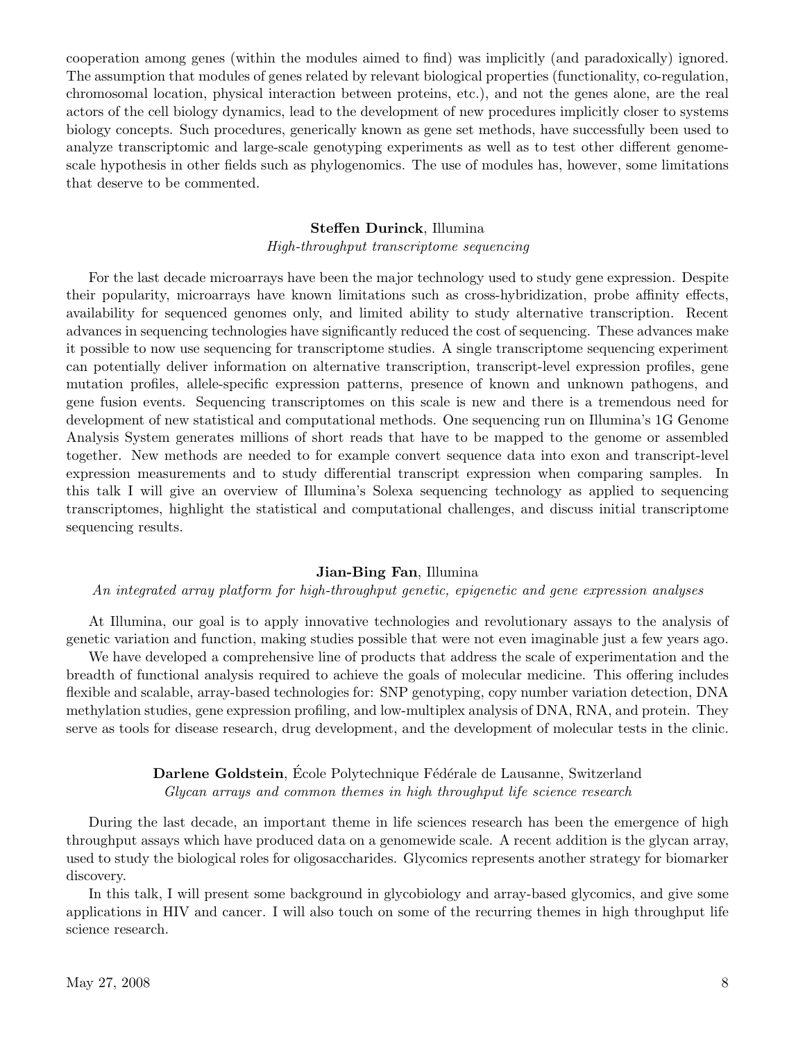cooperation among genes (within the modules aimed to find) was implicitly (and paradoxically) ignored. The assumption that modules of genes related by relevant biological properties (functionality, co-regulation, chromosomal location, physical interaction between proteins, etc.), and not the genes alone, are the real actors of the cell biology dynamics, lead to the development of new procedures implicitly closer to systems biology concepts. Such procedures, generically known as gene set methods, have successfully been used to analyze transcriptomic and large-scale genotyping experiments as well as to test other different genome-scale hypothesis in other fields such as phylogenomics. The use of modules has, however, some limitations that deserve to be commented.

**Steffen Durinck**, Illumina
*High-throughput transcriptome sequencing*

For the last decade microarrays have been the major technology used to study gene expression. Despite their popularity, microarrays have known limitations such as cross-hybridization, probe affinity effects, availability for sequenced genomes only, and limited ability to study alternative transcription. Recent advances in sequencing technologies have significantly reduced the cost of sequencing. These advances make it possible to now use sequencing for transcriptome studies. A single transcriptome sequencing experiment can potentially deliver information on alternative transcription, transcript-level expression profiles, gene mutation profiles, allele-specific expression patterns, presence of known and unknown pathogens, and gene fusion events. Sequencing transcriptomes on this scale is new and there is a tremendous need for development of new statistical and computational methods. One sequencing run on Illumina's 1G Genome Analysis System generates millions of short reads that have to be mapped to the genome or assembled together. New methods are needed to for example convert sequence data into exon and transcript-level expression measurements and to study differential transcript expression when comparing samples. In this talk I will give an overview of Illumina's Solexa sequencing technology as applied to sequencing transcriptomes, highlight the statistical and computational challenges, and discuss initial transcriptome sequencing results.

**Jian-Bing Fan**, Illumina
*An integrated array platform for high-throughput genetic, epigenetic and gene expression analyses*

At Illumina, our goal is to apply innovative technologies and revolutionary assays to the analysis of genetic variation and function, making studies possible that were not even imaginable just a few years ago.

We have developed a comprehensive line of products that address the scale of experimentation and the breadth of functional analysis required to achieve the goals of molecular medicine. This offering includes flexible and scalable, array-based technologies for: SNP genotyping, copy number variation detection, DNA methylation studies, gene expression profiling, and low-multiplex analysis of DNA, RNA, and protein. They serve as tools for disease research, drug development, and the development of molecular tests in the clinic.

**Darlene Goldstein**, École Polytechnique Fédérale de Lausanne, Switzerland
*Glycan arrays and common themes in high throughput life science research*

During the last decade, an important theme in life sciences research has been the emergence of high throughput assays which have produced data on a genomewide scale. A recent addition is the glycan array, used to study the biological roles for oligosaccharides. Glycomics represents another strategy for biomarker discovery.

In this talk, I will present some background in glycobiology and array-based glycomics, and give some applications in HIV and cancer. I will also touch on some of the recurring themes in high throughput life science research.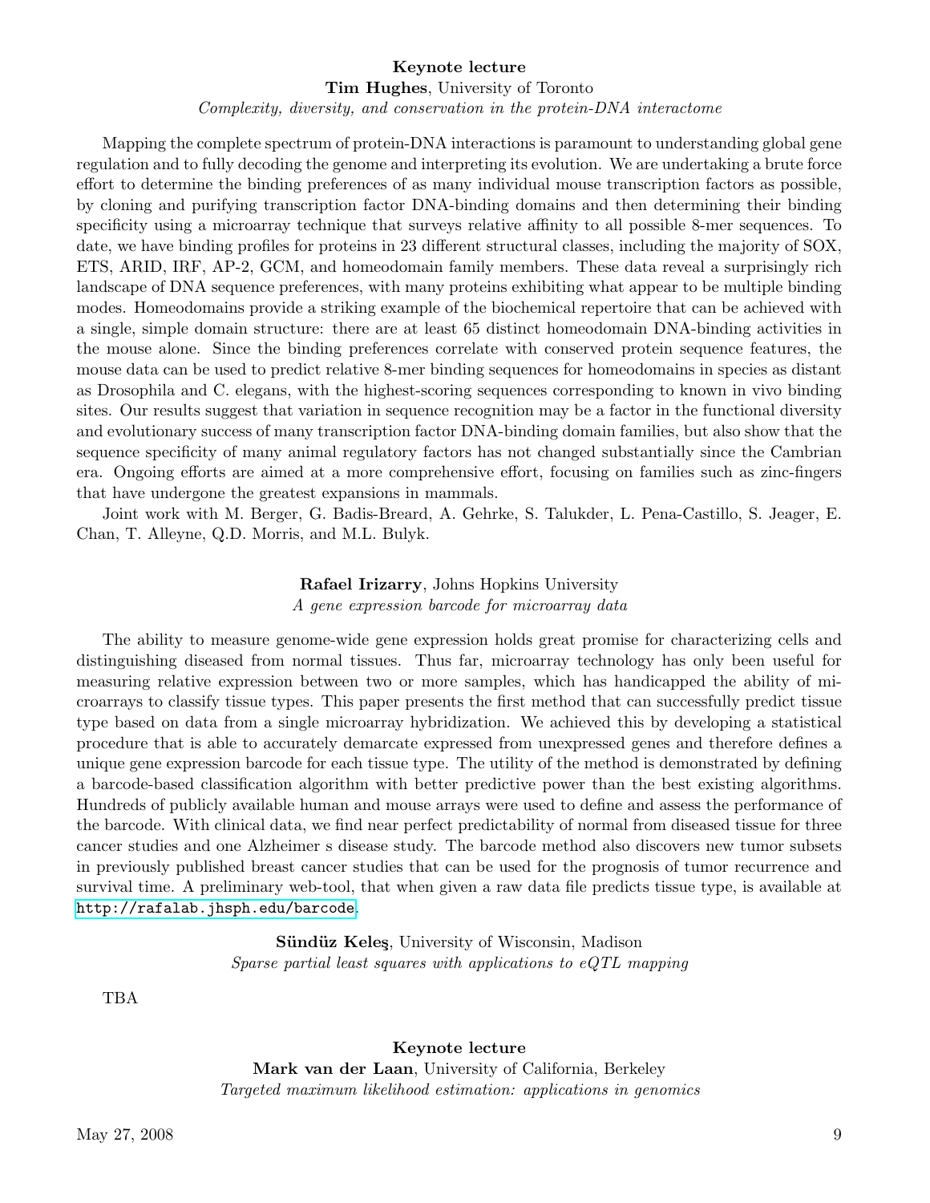**Keynote lecture**

**Tim Hughes**, University of Toronto

*Complexity, diversity, and conservation in the protein-DNA interactome*

Mapping the complete spectrum of protein-DNA interactions is paramount to understanding global gene regulation and to fully decoding the genome and interpreting its evolution. We are undertaking a brute force effort to determine the binding preferences of as many individual mouse transcription factors as possible, by cloning and purifying transcription factor DNA-binding domains and then determining their binding specificity using a microarray technique that surveys relative affinity to all possible 8-mer sequences. To date, we have binding profiles for proteins in 23 different structural classes, including the majority of SOX, ETS, ARID, IRF, AP-2, GCM, and homeodomain family members. These data reveal a surprisingly rich landscape of DNA sequence preferences, with many proteins exhibiting what appear to be multiple binding modes. Homeodomains provide a striking example of the biochemical repertoire that can be achieved with a single, simple domain structure: there are at least 65 distinct homeodomain DNA-binding activities in the mouse alone. Since the binding preferences correlate with conserved protein sequence features, the mouse data can be used to predict relative 8-mer binding sequences for homeodomains in species as distant as Drosophila and C. elegans, with the highest-scoring sequences corresponding to known in vivo binding sites. Our results suggest that variation in sequence recognition may be a factor in the functional diversity and evolutionary success of many transcription factor DNA-binding domain families, but also show that the sequence specificity of many animal regulatory factors has not changed substantially since the Cambrian era. Ongoing efforts are aimed at a more comprehensive effort, focusing on families such as zinc-fingers that have undergone the greatest expansions in mammals.

Joint work with M. Berger, G. Badis-Breard, A. Gehrke, S. Talukder, L. Pena-Castillo, S. Jeager, E. Chan, T. Alleyne, Q.D. Morris, and M.L. Bulyk.

**Rafael Irizarry**, Johns Hopkins University

*A gene expression barcode for microarray data*

The ability to measure genome-wide gene expression holds great promise for characterizing cells and distinguishing diseased from normal tissues. Thus far, microarray technology has only been useful for measuring relative expression between two or more samples, which has handicapped the ability of microarrays to classify tissue types. This paper presents the first method that can successfully predict tissue type based on data from a single microarray hybridization. We achieved this by developing a statistical procedure that is able to accurately demarcate expressed from unexpressed genes and therefore defines a unique gene expression barcode for each tissue type. The utility of the method is demonstrated by defining a barcode-based classification algorithm with better predictive power than the best existing algorithms. Hundreds of publicly available human and mouse arrays were used to define and assess the performance of the barcode. With clinical data, we find near perfect predictability of normal from diseased tissue for three cancer studies and one Alzheimer s disease study. The barcode method also discovers new tumor subsets in previously published breast cancer studies that can be used for the prognosis of tumor recurrence and survival time. A preliminary web-tool, that when given a raw data file predicts tissue type, is available at http://rafalab.jhsph.edu/barcode.

**Sündüz Keleş**, University of Wisconsin, Madison

*Sparse partial least squares with applications to eQTL mapping*

TBA

**Keynote lecture**

**Mark van der Laan**, University of California, Berkeley

*Targeted maximum likelihood estimation: applications in genomics*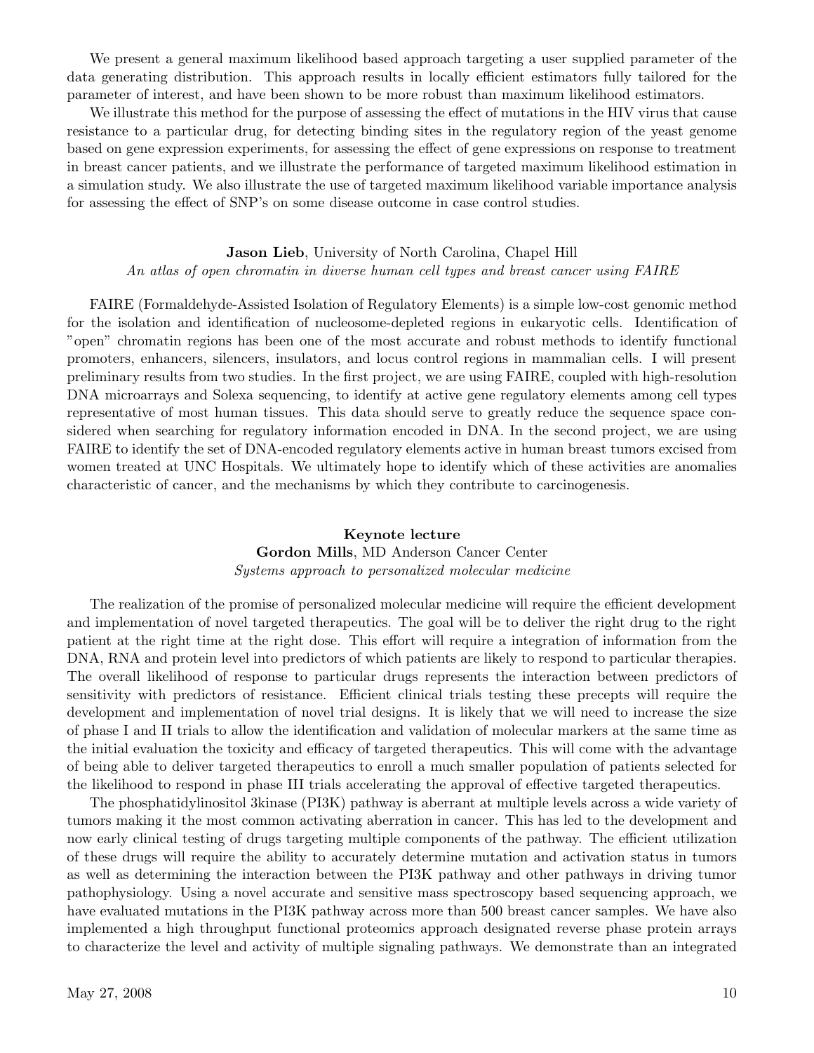We present a general maximum likelihood based approach targeting a user supplied parameter of the data generating distribution. This approach results in locally efficient estimators fully tailored for the parameter of interest, and have been shown to be more robust than maximum likelihood estimators.

We illustrate this method for the purpose of assessing the effect of mutations in the HIV virus that cause resistance to a particular drug, for detecting binding sites in the regulatory region of the yeast genome based on gene expression experiments, for assessing the effect of gene expressions on response to treatment in breast cancer patients, and we illustrate the performance of targeted maximum likelihood estimation in a simulation study. We also illustrate the use of targeted maximum likelihood variable importance analysis for assessing the effect of SNP's on some disease outcome in case control studies.

**Jason Lieb**, University of North Carolina, Chapel Hill

*An atlas of open chromatin in diverse human cell types and breast cancer using FAIRE*

FAIRE (Formaldehyde-Assisted Isolation of Regulatory Elements) is a simple low-cost genomic method for the isolation and identification of nucleosome-depleted regions in eukaryotic cells. Identification of "open" chromatin regions has been one of the most accurate and robust methods to identify functional promoters, enhancers, silencers, insulators, and locus control regions in mammalian cells. I will present preliminary results from two studies. In the first project, we are using FAIRE, coupled with high-resolution DNA microarrays and Solexa sequencing, to identify at active gene regulatory elements among cell types representative of most human tissues. This data should serve to greatly reduce the sequence space considered when searching for regulatory information encoded in DNA. In the second project, we are using FAIRE to identify the set of DNA-encoded regulatory elements active in human breast tumors excised from women treated at UNC Hospitals. We ultimately hope to identify which of these activities are anomalies characteristic of cancer, and the mechanisms by which they contribute to carcinogenesis.

**Keynote lecture**

**Gordon Mills**, MD Anderson Cancer Center

*Systems approach to personalized molecular medicine*

The realization of the promise of personalized molecular medicine will require the efficient development and implementation of novel targeted therapeutics. The goal will be to deliver the right drug to the right patient at the right time at the right dose. This effort will require a integration of information from the DNA, RNA and protein level into predictors of which patients are likely to respond to particular therapies. The overall likelihood of response to particular drugs represents the interaction between predictors of sensitivity with predictors of resistance. Efficient clinical trials testing these precepts will require the development and implementation of novel trial designs. It is likely that we will need to increase the size of phase I and II trials to allow the identification and validation of molecular markers at the same time as the initial evaluation the toxicity and efficacy of targeted therapeutics. This will come with the advantage of being able to deliver targeted therapeutics to enroll a much smaller population of patients selected for the likelihood to respond in phase III trials accelerating the approval of effective targeted therapeutics.

The phosphatidylinositol 3kinase (PI3K) pathway is aberrant at multiple levels across a wide variety of tumors making it the most common activating aberration in cancer. This has led to the development and now early clinical testing of drugs targeting multiple components of the pathway. The efficient utilization of these drugs will require the ability to accurately determine mutation and activation status in tumors as well as determining the interaction between the PI3K pathway and other pathways in driving tumor pathophysiology. Using a novel accurate and sensitive mass spectroscopy based sequencing approach, we have evaluated mutations in the PI3K pathway across more than 500 breast cancer samples. We have also implemented a high throughput functional proteomics approach designated reverse phase protein arrays to characterize the level and activity of multiple signaling pathways. We demonstrate than an integrated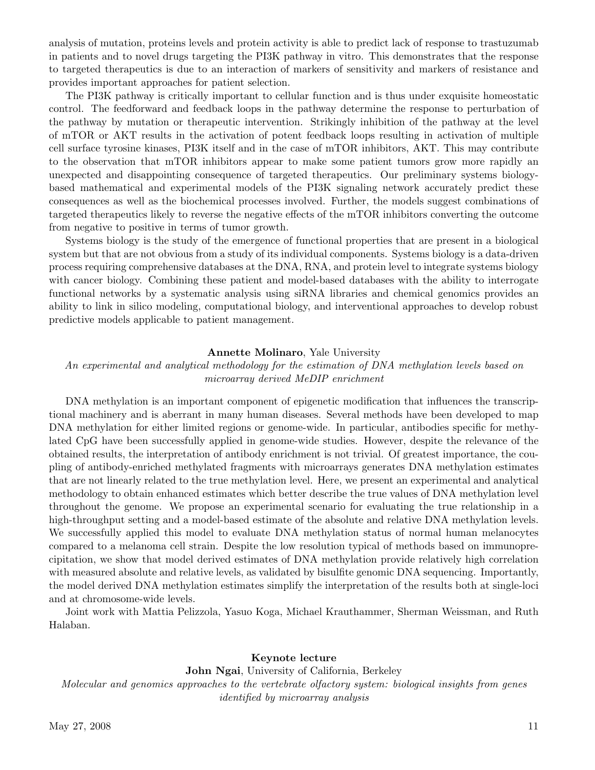analysis of mutation, proteins levels and protein activity is able to predict lack of response to trastuzumab in patients and to novel drugs targeting the PI3K pathway in vitro. This demonstrates that the response to targeted therapeutics is due to an interaction of markers of sensitivity and markers of resistance and provides important approaches for patient selection.

The PI3K pathway is critically important to cellular function and is thus under exquisite homeostatic control. The feedforward and feedback loops in the pathway determine the response to perturbation of the pathway by mutation or therapeutic intervention. Strikingly inhibition of the pathway at the level of mTOR or AKT results in the activation of potent feedback loops resulting in activation of multiple cell surface tyrosine kinases, PI3K itself and in the case of mTOR inhibitors, AKT. This may contribute to the observation that mTOR inhibitors appear to make some patient tumors grow more rapidly an unexpected and disappointing consequence of targeted therapeutics. Our preliminary systems biology-based mathematical and experimental models of the PI3K signaling network accurately predict these consequences as well as the biochemical processes involved. Further, the models suggest combinations of targeted therapeutics likely to reverse the negative effects of the mTOR inhibitors converting the outcome from negative to positive in terms of tumor growth.

Systems biology is the study of the emergence of functional properties that are present in a biological system but that are not obvious from a study of its individual components. Systems biology is a data-driven process requiring comprehensive databases at the DNA, RNA, and protein level to integrate systems biology with cancer biology. Combining these patient and model-based databases with the ability to interrogate functional networks by a systematic analysis using siRNA libraries and chemical genomics provides an ability to link in silico modeling, computational biology, and interventional approaches to develop robust predictive models applicable to patient management.

**Annette Molinaro**, Yale University

*An experimental and analytical methodology for the estimation of DNA methylation levels based on microarray derived MeDIP enrichment*

DNA methylation is an important component of epigenetic modification that influences the transcriptional machinery and is aberrant in many human diseases. Several methods have been developed to map DNA methylation for either limited regions or genome-wide. In particular, antibodies specific for methylated CpG have been successfully applied in genome-wide studies. However, despite the relevance of the obtained results, the interpretation of antibody enrichment is not trivial. Of greatest importance, the coupling of antibody-enriched methylated fragments with microarrays generates DNA methylation estimates that are not linearly related to the true methylation level. Here, we present an experimental and analytical methodology to obtain enhanced estimates which better describe the true values of DNA methylation level throughout the genome. We propose an experimental scenario for evaluating the true relationship in a high-throughput setting and a model-based estimate of the absolute and relative DNA methylation levels. We successfully applied this model to evaluate DNA methylation status of normal human melanocytes compared to a melanoma cell strain. Despite the low resolution typical of methods based on immunoprecipitation, we show that model derived estimates of DNA methylation provide relatively high correlation with measured absolute and relative levels, as validated by bisulfite genomic DNA sequencing. Importantly, the model derived DNA methylation estimates simplify the interpretation of the results both at single-loci and at chromosome-wide levels.

Joint work with Mattia Pelizzola, Yasuo Koga, Michael Krauthammer, Sherman Weissman, and Ruth Halaban.

**Keynote lecture**

**John Ngai**, University of California, Berkeley

*Molecular and genomics approaches to the vertebrate olfactory system: biological insights from genes identified by microarray analysis*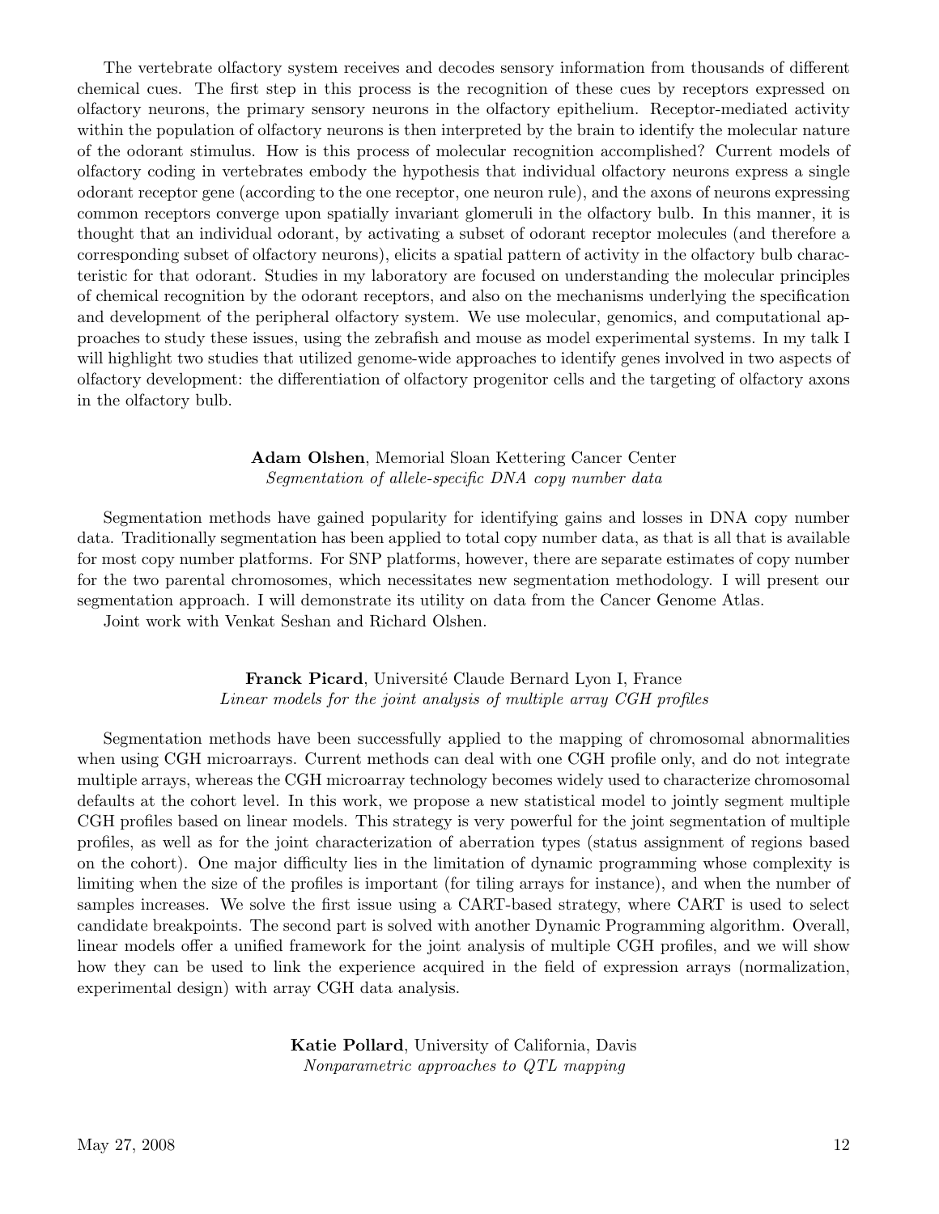The vertebrate olfactory system receives and decodes sensory information from thousands of different chemical cues. The first step in this process is the recognition of these cues by receptors expressed on olfactory neurons, the primary sensory neurons in the olfactory epithelium. Receptor-mediated activity within the population of olfactory neurons is then interpreted by the brain to identify the molecular nature of the odorant stimulus. How is this process of molecular recognition accomplished? Current models of olfactory coding in vertebrates embody the hypothesis that individual olfactory neurons express a single odorant receptor gene (according to the one receptor, one neuron rule), and the axons of neurons expressing common receptors converge upon spatially invariant glomeruli in the olfactory bulb. In this manner, it is thought that an individual odorant, by activating a subset of odorant receptor molecules (and therefore a corresponding subset of olfactory neurons), elicits a spatial pattern of activity in the olfactory bulb characteristic for that odorant. Studies in my laboratory are focused on understanding the molecular principles of chemical recognition by the odorant receptors, and also on the mechanisms underlying the specification and development of the peripheral olfactory system. We use molecular, genomics, and computational approaches to study these issues, using the zebrafish and mouse as model experimental systems. In my talk I will highlight two studies that utilized genome-wide approaches to identify genes involved in two aspects of olfactory development: the differentiation of olfactory progenitor cells and the targeting of olfactory axons in the olfactory bulb.

**Adam Olshen**, Memorial Sloan Kettering Cancer Center
*Segmentation of allele-specific DNA copy number data*

Segmentation methods have gained popularity for identifying gains and losses in DNA copy number data. Traditionally segmentation has been applied to total copy number data, as that is all that is available for most copy number platforms. For SNP platforms, however, there are separate estimates of copy number for the two parental chromosomes, which necessitates new segmentation methodology. I will present our segmentation approach. I will demonstrate its utility on data from the Cancer Genome Atlas.

Joint work with Venkat Seshan and Richard Olshen.

**Franck Picard**, Université Claude Bernard Lyon I, France
*Linear models for the joint analysis of multiple array CGH profiles*

Segmentation methods have been successfully applied to the mapping of chromosomal abnormalities when using CGH microarrays. Current methods can deal with one CGH profile only, and do not integrate multiple arrays, whereas the CGH microarray technology becomes widely used to characterize chromosomal defaults at the cohort level. In this work, we propose a new statistical model to jointly segment multiple CGH profiles based on linear models. This strategy is very powerful for the joint segmentation of multiple profiles, as well as for the joint characterization of aberration types (status assignment of regions based on the cohort). One major difficulty lies in the limitation of dynamic programming whose complexity is limiting when the size of the profiles is important (for tiling arrays for instance), and when the number of samples increases. We solve the first issue using a CART-based strategy, where CART is used to select candidate breakpoints. The second part is solved with another Dynamic Programming algorithm. Overall, linear models offer a unified framework for the joint analysis of multiple CGH profiles, and we will show how they can be used to link the experience acquired in the field of expression arrays (normalization, experimental design) with array CGH data analysis.

**Katie Pollard**, University of California, Davis
*Nonparametric approaches to QTL mapping*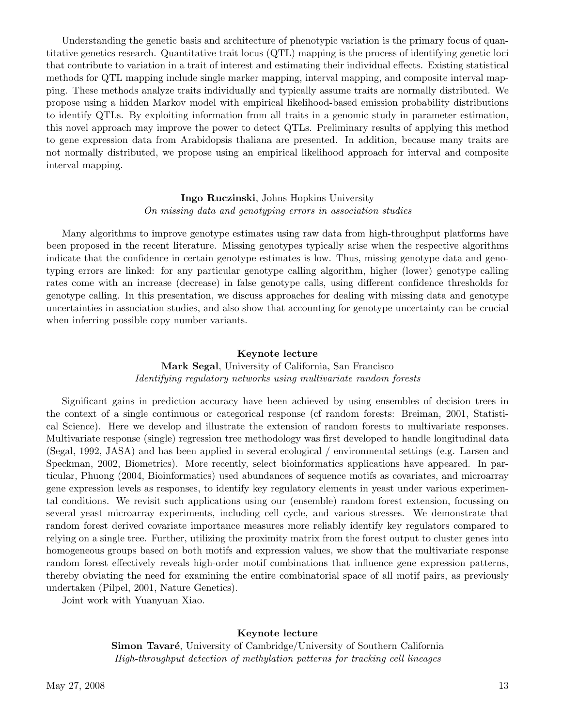Understanding the genetic basis and architecture of phenotypic variation is the primary focus of quantitative genetics research. Quantitative trait locus (QTL) mapping is the process of identifying genetic loci that contribute to variation in a trait of interest and estimating their individual effects. Existing statistical methods for QTL mapping include single marker mapping, interval mapping, and composite interval mapping. These methods analyze traits individually and typically assume traits are normally distributed. We propose using a hidden Markov model with empirical likelihood-based emission probability distributions to identify QTLs. By exploiting information from all traits in a genomic study in parameter estimation, this novel approach may improve the power to detect QTLs. Preliminary results of applying this method to gene expression data from Arabidopsis thaliana are presented. In addition, because many traits are not normally distributed, we propose using an empirical likelihood approach for interval and composite interval mapping.

**Ingo Ruczinski**, Johns Hopkins University
*On missing data and genotyping errors in association studies*

Many algorithms to improve genotype estimates using raw data from high-throughput platforms have been proposed in the recent literature. Missing genotypes typically arise when the respective algorithms indicate that the confidence in certain genotype estimates is low. Thus, missing genotype data and genotyping errors are linked: for any particular genotype calling algorithm, higher (lower) genotype calling rates come with an increase (decrease) in false genotype calls, using different confidence thresholds for genotype calling. In this presentation, we discuss approaches for dealing with missing data and genotype uncertainties in association studies, and also show that accounting for genotype uncertainty can be crucial when inferring possible copy number variants.

**Keynote lecture**
**Mark Segal**, University of California, San Francisco
*Identifying regulatory networks using multivariate random forests*

Significant gains in prediction accuracy have been achieved by using ensembles of decision trees in the context of a single continuous or categorical response (cf random forests: Breiman, 2001, Statistical Science). Here we develop and illustrate the extension of random forests to multivariate responses. Multivariate response (single) regression tree methodology was first developed to handle longitudinal data (Segal, 1992, JASA) and has been applied in several ecological / environmental settings (e.g. Larsen and Speckman, 2002, Biometrics). More recently, select bioinformatics applications have appeared. In particular, Phuong (2004, Bioinformatics) used abundances of sequence motifs as covariates, and microarray gene expression levels as responses, to identify key regulatory elements in yeast under various experimental conditions. We revisit such applications using our (ensemble) random forest extension, focussing on several yeast microarray experiments, including cell cycle, and various stresses. We demonstrate that random forest derived covariate importance measures more reliably identify key regulators compared to relying on a single tree. Further, utilizing the proximity matrix from the forest output to cluster genes into homogeneous groups based on both motifs and expression values, we show that the multivariate response random forest effectively reveals high-order motif combinations that influence gene expression patterns, thereby obviating the need for examining the entire combinatorial space of all motif pairs, as previously undertaken (Pilpel, 2001, Nature Genetics).

Joint work with Yuanyuan Xiao.

**Keynote lecture**
**Simon Tavaré**, University of Cambridge/University of Southern California
*High-throughput detection of methylation patterns for tracking cell lineages*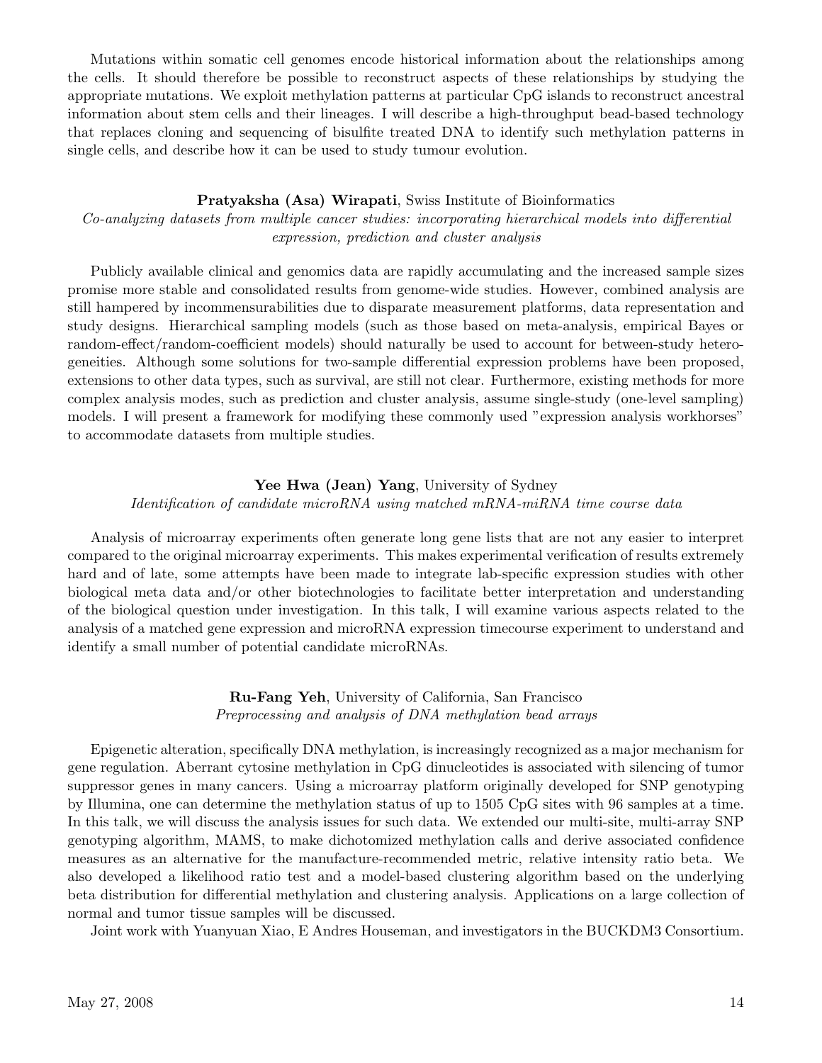Mutations within somatic cell genomes encode historical information about the relationships among the cells. It should therefore be possible to reconstruct aspects of these relationships by studying the appropriate mutations. We exploit methylation patterns at particular CpG islands to reconstruct ancestral information about stem cells and their lineages. I will describe a high-throughput bead-based technology that replaces cloning and sequencing of bisulfite treated DNA to identify such methylation patterns in single cells, and describe how it can be used to study tumour evolution.

**Pratyaksha (Asa) Wirapati**, Swiss Institute of Bioinformatics

*Co-analyzing datasets from multiple cancer studies: incorporating hierarchical models into differential expression, prediction and cluster analysis*

Publicly available clinical and genomics data are rapidly accumulating and the increased sample sizes promise more stable and consolidated results from genome-wide studies. However, combined analysis are still hampered by incommensurabilities due to disparate measurement platforms, data representation and study designs. Hierarchical sampling models (such as those based on meta-analysis, empirical Bayes or random-effect/random-coefficient models) should naturally be used to account for between-study heterogeneities. Although some solutions for two-sample differential expression problems have been proposed, extensions to other data types, such as survival, are still not clear. Furthermore, existing methods for more complex analysis modes, such as prediction and cluster analysis, assume single-study (one-level sampling) models. I will present a framework for modifying these commonly used "expression analysis workhorses" to accommodate datasets from multiple studies.

**Yee Hwa (Jean) Yang**, University of Sydney

*Identification of candidate microRNA using matched mRNA-miRNA time course data*

Analysis of microarray experiments often generate long gene lists that are not any easier to interpret compared to the original microarray experiments. This makes experimental verification of results extremely hard and of late, some attempts have been made to integrate lab-specific expression studies with other biological meta data and/or other biotechnologies to facilitate better interpretation and understanding of the biological question under investigation. In this talk, I will examine various aspects related to the analysis of a matched gene expression and microRNA expression timecourse experiment to understand and identify a small number of potential candidate microRNAs.

**Ru-Fang Yeh**, University of California, San Francisco

*Preprocessing and analysis of DNA methylation bead arrays*

Epigenetic alteration, specifically DNA methylation, is increasingly recognized as a major mechanism for gene regulation. Aberrant cytosine methylation in CpG dinucleotides is associated with silencing of tumor suppressor genes in many cancers. Using a microarray platform originally developed for SNP genotyping by Illumina, one can determine the methylation status of up to 1505 CpG sites with 96 samples at a time. In this talk, we will discuss the analysis issues for such data. We extended our multi-site, multi-array SNP genotyping algorithm, MAMS, to make dichotomized methylation calls and derive associated confidence measures as an alternative for the manufacture-recommended metric, relative intensity ratio beta. We also developed a likelihood ratio test and a model-based clustering algorithm based on the underlying beta distribution for differential methylation and clustering analysis. Applications on a large collection of normal and tumor tissue samples will be discussed.

Joint work with Yuanyuan Xiao, E Andres Houseman, and investigators in the BUCKDM3 Consortium.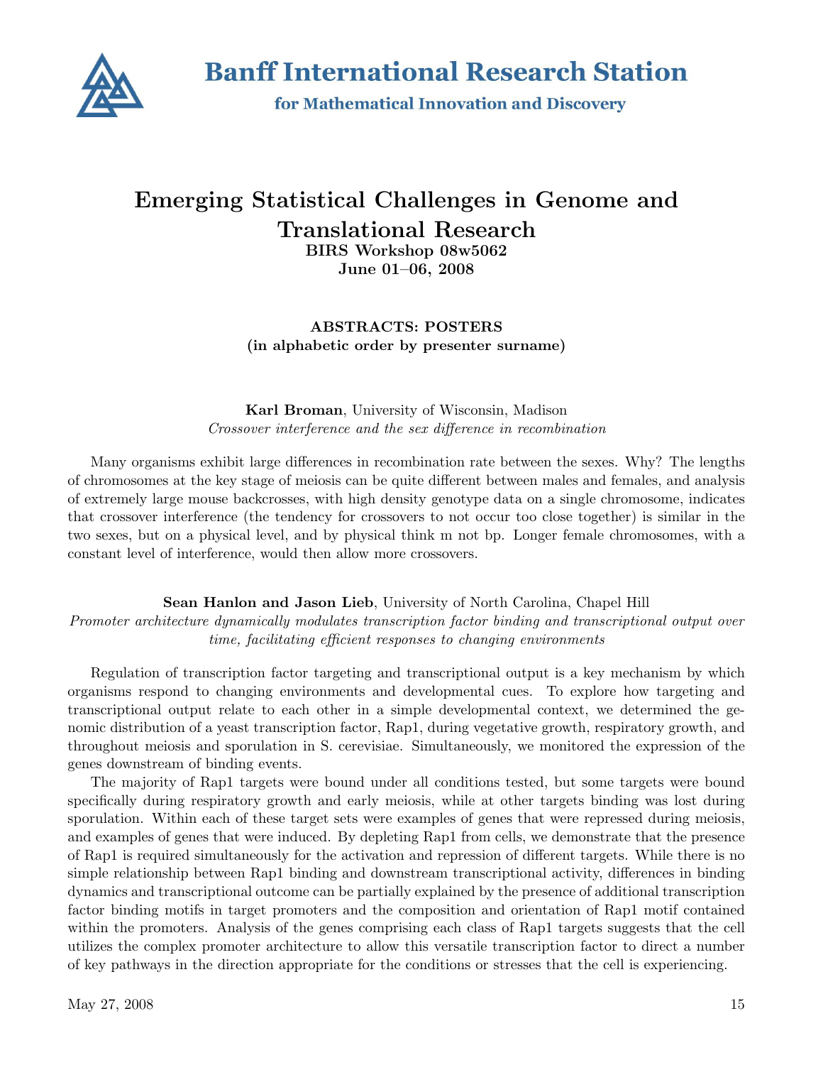# Banff International Research Station

## for Mathematical Innovation and Discovery

# Emerging Statistical Challenges in Genome and Translational Research

**BIRS Workshop 08w5062**
**June 01–06, 2008**

**ABSTRACTS: POSTERS**
**(in alphabetic order by presenter surname)**

**Karl Broman**, University of Wisconsin, Madison
*Crossover interference and the sex difference in recombination*

Many organisms exhibit large differences in recombination rate between the sexes. Why? The lengths of chromosomes at the key stage of meiosis can be quite different between males and females, and analysis of extremely large mouse backcrosses, with high density genotype data on a single chromosome, indicates that crossover interference (the tendency for crossovers to not occur too close together) is similar in the two sexes, but on a physical level, and by physical think m not bp. Longer female chromosomes, with a constant level of interference, would then allow more crossovers.

**Sean Hanlon and Jason Lieb**, University of North Carolina, Chapel Hill
*Promoter architecture dynamically modulates transcription factor binding and transcriptional output over time, facilitating efficient responses to changing environments*

Regulation of transcription factor targeting and transcriptional output is a key mechanism by which organisms respond to changing environments and developmental cues. To explore how targeting and transcriptional output relate to each other in a simple developmental context, we determined the genomic distribution of a yeast transcription factor, Rap1, during vegetative growth, respiratory growth, and throughout meiosis and sporulation in S. cerevisiae. Simultaneously, we monitored the expression of the genes downstream of binding events.

The majority of Rap1 targets were bound under all conditions tested, but some targets were bound specifically during respiratory growth and early meiosis, while at other targets binding was lost during sporulation. Within each of these target sets were examples of genes that were repressed during meiosis, and examples of genes that were induced. By depleting Rap1 from cells, we demonstrate that the presence of Rap1 is required simultaneously for the activation and repression of different targets. While there is no simple relationship between Rap1 binding and downstream transcriptional activity, differences in binding dynamics and transcriptional outcome can be partially explained by the presence of additional transcription factor binding motifs in target promoters and the composition and orientation of Rap1 motif contained within the promoters. Analysis of the genes comprising each class of Rap1 targets suggests that the cell utilizes the complex promoter architecture to allow this versatile transcription factor to direct a number of key pathways in the direction appropriate for the conditions or stresses that the cell is experiencing.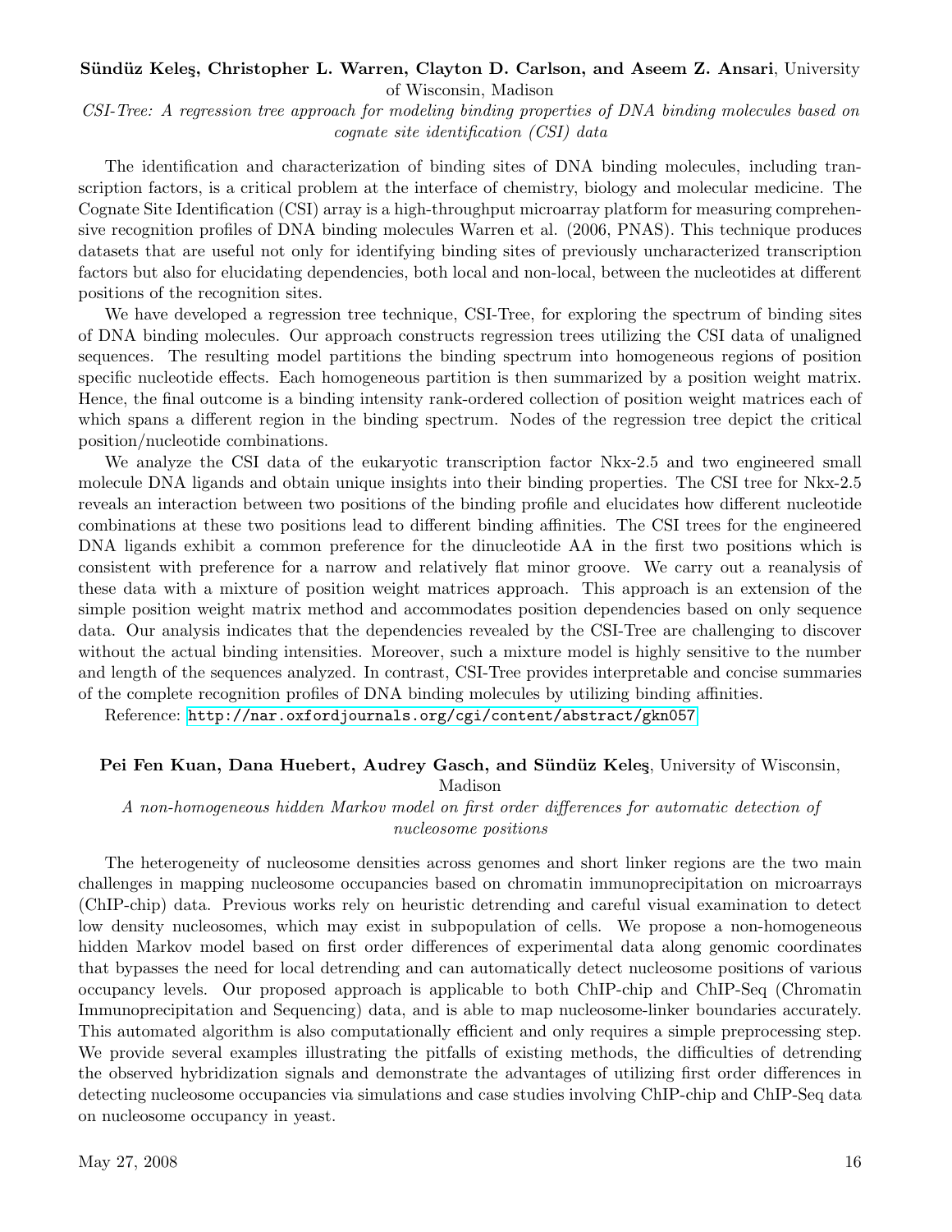**Sündüz Keleş, Christopher L. Warren, Clayton D. Carlson, and Aseem Z. Ansari**, University of Wisconsin, Madison

*CSI-Tree: A regression tree approach for modeling binding properties of DNA binding molecules based on cognate site identification (CSI) data*

The identification and characterization of binding sites of DNA binding molecules, including transcription factors, is a critical problem at the interface of chemistry, biology and molecular medicine. The Cognate Site Identification (CSI) array is a high-throughput microarray platform for measuring comprehensive recognition profiles of DNA binding molecules Warren et al. (2006, PNAS). This technique produces datasets that are useful not only for identifying binding sites of previously uncharacterized transcription factors but also for elucidating dependencies, both local and non-local, between the nucleotides at different positions of the recognition sites.

We have developed a regression tree technique, CSI-Tree, for exploring the spectrum of binding sites of DNA binding molecules. Our approach constructs regression trees utilizing the CSI data of unaligned sequences. The resulting model partitions the binding spectrum into homogeneous regions of position specific nucleotide effects. Each homogeneous partition is then summarized by a position weight matrix. Hence, the final outcome is a binding intensity rank-ordered collection of position weight matrices each of which spans a different region in the binding spectrum. Nodes of the regression tree depict the critical position/nucleotide combinations.

We analyze the CSI data of the eukaryotic transcription factor Nkx-2.5 and two engineered small molecule DNA ligands and obtain unique insights into their binding properties. The CSI tree for Nkx-2.5 reveals an interaction between two positions of the binding profile and elucidates how different nucleotide combinations at these two positions lead to different binding affinities. The CSI trees for the engineered DNA ligands exhibit a common preference for the dinucleotide AA in the first two positions which is consistent with preference for a narrow and relatively flat minor groove. We carry out a reanalysis of these data with a mixture of position weight matrices approach. This approach is an extension of the simple position weight matrix method and accommodates position dependencies based on only sequence data. Our analysis indicates that the dependencies revealed by the CSI-Tree are challenging to discover without the actual binding intensities. Moreover, such a mixture model is highly sensitive to the number and length of the sequences analyzed. In contrast, CSI-Tree provides interpretable and concise summaries of the complete recognition profiles of DNA binding molecules by utilizing binding affinities.

Reference: http://nar.oxfordjournals.org/cgi/content/abstract/gkn057

**Pei Fen Kuan, Dana Huebert, Audrey Gasch, and Sündüz Keleş**, University of Wisconsin, Madison

*A non-homogeneous hidden Markov model on first order differences for automatic detection of nucleosome positions*

The heterogeneity of nucleosome densities across genomes and short linker regions are the two main challenges in mapping nucleosome occupancies based on chromatin immunoprecipitation on microarrays (ChIP-chip) data. Previous works rely on heuristic detrending and careful visual examination to detect low density nucleosomes, which may exist in subpopulation of cells. We propose a non-homogeneous hidden Markov model based on first order differences of experimental data along genomic coordinates that bypasses the need for local detrending and can automatically detect nucleosome positions of various occupancy levels. Our proposed approach is applicable to both ChIP-chip and ChIP-Seq (Chromatin Immunoprecipitation and Sequencing) data, and is able to map nucleosome-linker boundaries accurately. This automated algorithm is also computationally efficient and only requires a simple preprocessing step. We provide several examples illustrating the pitfalls of existing methods, the difficulties of detrending the observed hybridization signals and demonstrate the advantages of utilizing first order differences in detecting nucleosome occupancies via simulations and case studies involving ChIP-chip and ChIP-Seq data on nucleosome occupancy in yeast.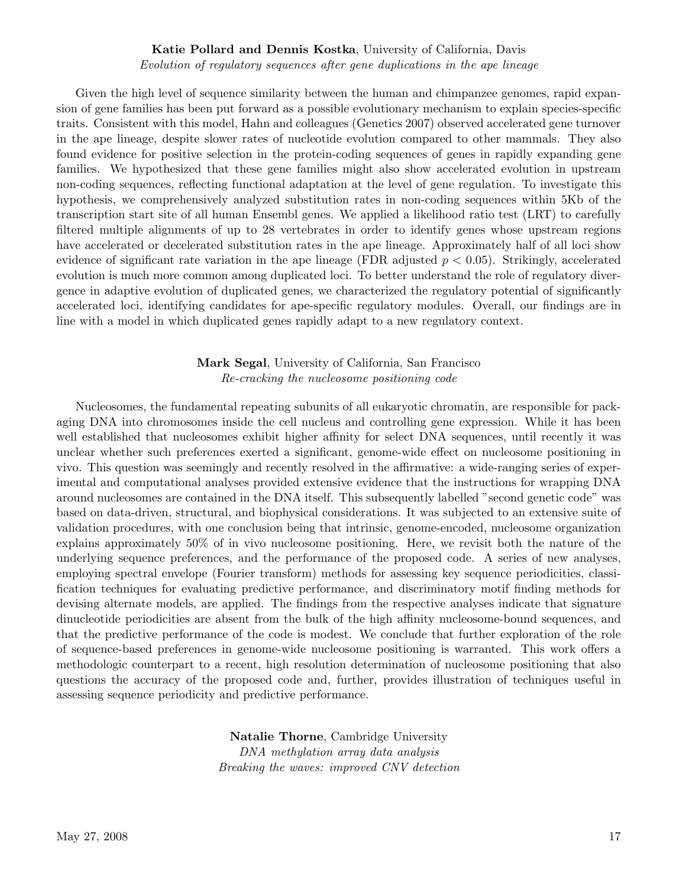**Katie Pollard and Dennis Kostka**, University of California, Davis
*Evolution of regulatory sequences after gene duplications in the ape lineage*

Given the high level of sequence similarity between the human and chimpanzee genomes, rapid expansion of gene families has been put forward as a possible evolutionary mechanism to explain species-specific traits. Consistent with this model, Hahn and colleagues (Genetics 2007) observed accelerated gene turnover in the ape lineage, despite slower rates of nucleotide evolution compared to other mammals. They also found evidence for positive selection in the protein-coding sequences of genes in rapidly expanding gene families. We hypothesized that these gene families might also show accelerated evolution in upstream non-coding sequences, reflecting functional adaptation at the level of gene regulation. To investigate this hypothesis, we comprehensively analyzed substitution rates in non-coding sequences within 5Kb of the transcription start site of all human Ensembl genes. We applied a likelihood ratio test (LRT) to carefully filtered multiple alignments of up to 28 vertebrates in order to identify genes whose upstream regions have accelerated or decelerated substitution rates in the ape lineage. Approximately half of all loci show evidence of significant rate variation in the ape lineage (FDR adjusted $p < 0.05$). Strikingly, accelerated evolution is much more common among duplicated loci. To better understand the role of regulatory divergence in adaptive evolution of duplicated genes, we characterized the regulatory potential of significantly accelerated loci, identifying candidates for ape-specific regulatory modules. Overall, our findings are in line with a model in which duplicated genes rapidly adapt to a new regulatory context.

**Mark Segal**, University of California, San Francisco
*Re-cracking the nucleosome positioning code*

Nucleosomes, the fundamental repeating subunits of all eukaryotic chromatin, are responsible for packaging DNA into chromosomes inside the cell nucleus and controlling gene expression. While it has been well established that nucleosomes exhibit higher affinity for select DNA sequences, until recently it was unclear whether such preferences exerted a significant, genome-wide effect on nucleosome positioning in vivo. This question was seemingly and recently resolved in the affirmative: a wide-ranging series of experimental and computational analyses provided extensive evidence that the instructions for wrapping DNA around nucleosomes are contained in the DNA itself. This subsequently labelled "second genetic code" was based on data-driven, structural, and biophysical considerations. It was subjected to an extensive suite of validation procedures, with one conclusion being that intrinsic, genome-encoded, nucleosome organization explains approximately 50% of in vivo nucleosome positioning. Here, we revisit both the nature of the underlying sequence preferences, and the performance of the proposed code. A series of new analyses, employing spectral envelope (Fourier transform) methods for assessing key sequence periodicities, classification techniques for evaluating predictive performance, and discriminatory motif finding methods for devising alternate models, are applied. The findings from the respective analyses indicate that signature dinucleotide periodicities are absent from the bulk of the high affinity nucleosome-bound sequences, and that the predictive performance of the code is modest. We conclude that further exploration of the role of sequence-based preferences in genome-wide nucleosome positioning is warranted. This work offers a methodologic counterpart to a recent, high resolution determination of nucleosome positioning that also questions the accuracy of the proposed code and, further, provides illustration of techniques useful in assessing sequence periodicity and predictive performance.

**Natalie Thorne**, Cambridge University
*DNA methylation array data analysis*
*Breaking the waves: improved CNV detection*